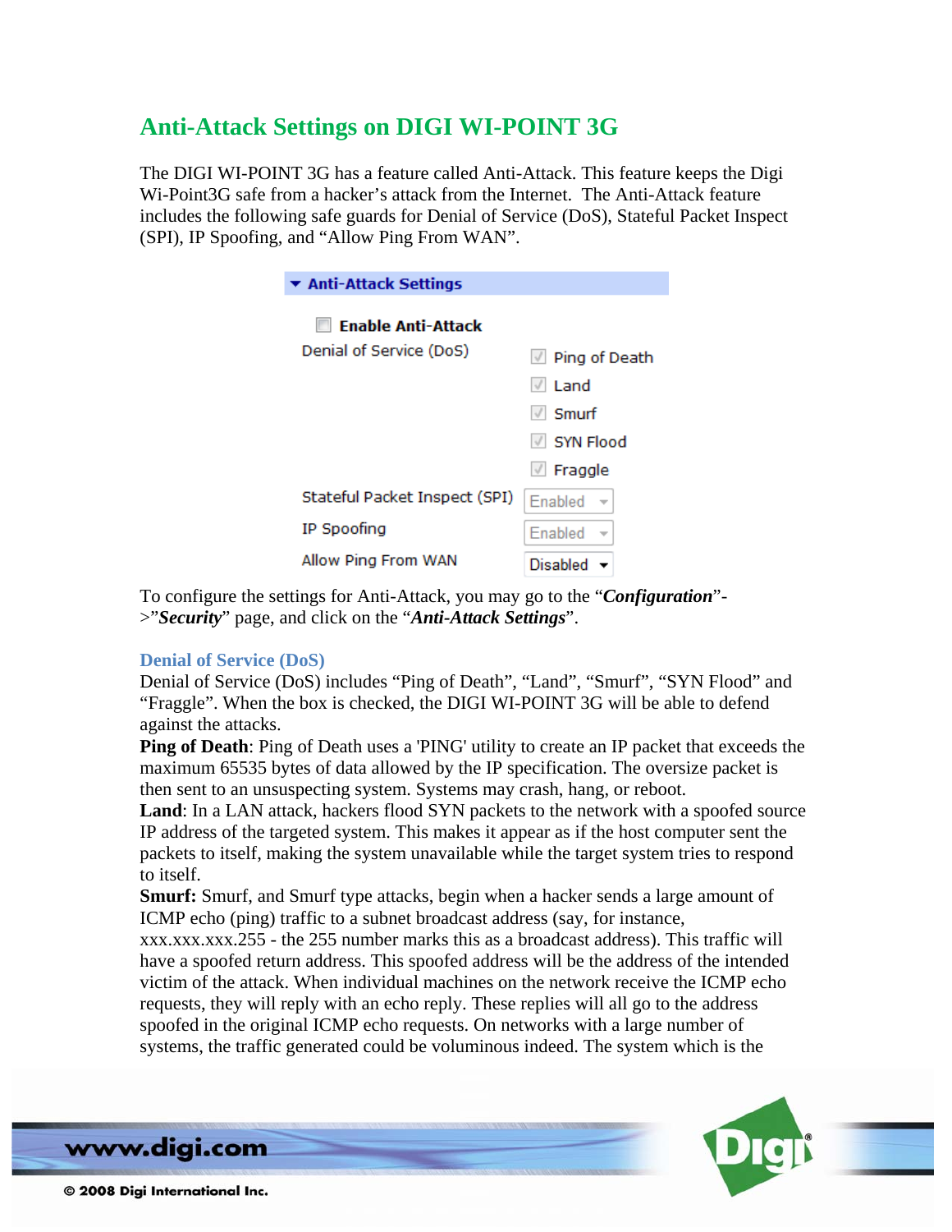# Anti-Attack Settings on DIGI WI-POINT 3G

The DIGI WI-POINT 3G has a feature called Anti-Attack. This feature keeps the Digi Wi-Point3G safe from a hacker's attack from the Internet. The Anti-Attack feature includes the following safe guards for Denial of Service (DoS), Stateful Packet Inspect (SPI), IP Spoofing, and "Allow Ping From WAN".

**Anti-Attack Settings**

- [ ] **Enable Anti-Attack**

| | |
|---|---|
| Denial of Service (DoS) | ☑ Ping of Death |
| | ☑ Land |
| | ☑ Smurf |
| | ☑ SYN Flood |
| | ☑ Fraggle |
| Stateful Packet Inspect (SPI) | Enabled |
| IP Spoofing | Enabled |
| Allow Ping From WAN | Disabled |

To configure the settings for Anti-Attack, you may go to the "***Configuration***"->"***Security***" page, and click on the "***Anti-Attack Settings***".

## Denial of Service (DoS)

Denial of Service (DoS) includes "Ping of Death", "Land", "Smurf", "SYN Flood" and "Fraggle". When the box is checked, the DIGI WI-POINT 3G will be able to defend against the attacks.

**Ping of Death**: Ping of Death uses a 'PING' utility to create an IP packet that exceeds the maximum 65535 bytes of data allowed by the IP specification. The oversize packet is then sent to an unsuspecting system. Systems may crash, hang, or reboot.

**Land**: In a LAN attack, hackers flood SYN packets to the network with a spoofed source IP address of the targeted system. This makes it appear as if the host computer sent the packets to itself, making the system unavailable while the target system tries to respond to itself.

**Smurf:** Smurf, and Smurf type attacks, begin when a hacker sends a large amount of ICMP echo (ping) traffic to a subnet broadcast address (say, for instance, xxx.xxx.xxx.255 - the 255 number marks this as a broadcast address). This traffic will have a spoofed return address. This spoofed address will be the address of the intended victim of the attack. When individual machines on the network receive the ICMP echo requests, they will reply with an echo reply. These replies will all go to the address spoofed in the original ICMP echo requests. On networks with a large number of systems, the traffic generated could be voluminous indeed. The system which is the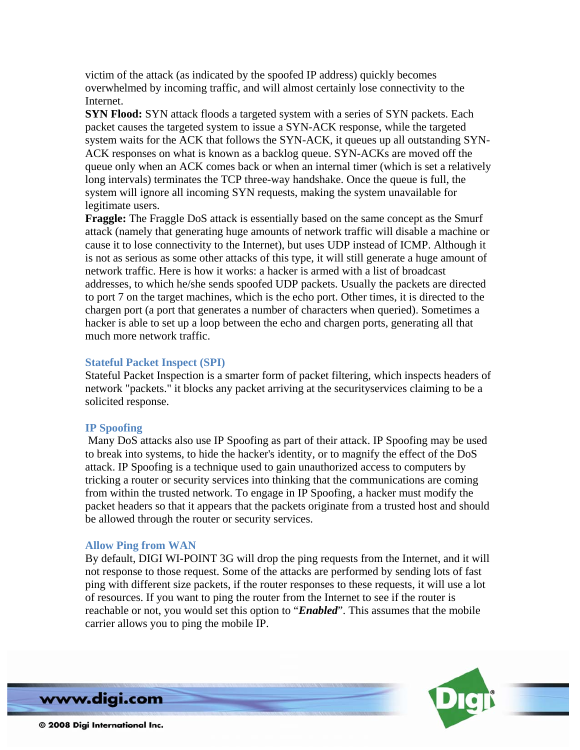victim of the attack (as indicated by the spoofed IP address) quickly becomes overwhelmed by incoming traffic, and will almost certainly lose connectivity to the Internet.

**SYN Flood:** SYN attack floods a targeted system with a series of SYN packets. Each packet causes the targeted system to issue a SYN-ACK response, while the targeted system waits for the ACK that follows the SYN-ACK, it queues up all outstanding SYN-ACK responses on what is known as a backlog queue. SYN-ACKs are moved off the queue only when an ACK comes back or when an internal timer (which is set a relatively long intervals) terminates the TCP three-way handshake. Once the queue is full, the system will ignore all incoming SYN requests, making the system unavailable for legitimate users.

**Fraggle:** The Fraggle DoS attack is essentially based on the same concept as the Smurf attack (namely that generating huge amounts of network traffic will disable a machine or cause it to lose connectivity to the Internet), but uses UDP instead of ICMP. Although it is not as serious as some other attacks of this type, it will still generate a huge amount of network traffic. Here is how it works: a hacker is armed with a list of broadcast addresses, to which he/she sends spoofed UDP packets. Usually the packets are directed to port 7 on the target machines, which is the echo port. Other times, it is directed to the chargen port (a port that generates a number of characters when queried). Sometimes a hacker is able to set up a loop between the echo and chargen ports, generating all that much more network traffic.

### Stateful Packet Inspect (SPI)

Stateful Packet Inspection is a smarter form of packet filtering, which inspects headers of network "packets." it blocks any packet arriving at the securityservices claiming to be a solicited response.

### IP Spoofing

Many DoS attacks also use IP Spoofing as part of their attack. IP Spoofing may be used to break into systems, to hide the hacker's identity, or to magnify the effect of the DoS attack. IP Spoofing is a technique used to gain unauthorized access to computers by tricking a router or security services into thinking that the communications are coming from within the trusted network. To engage in IP Spoofing, a hacker must modify the packet headers so that it appears that the packets originate from a trusted host and should be allowed through the router or security services.

### Allow Ping from WAN

By default, DIGI WI-POINT 3G will drop the ping requests from the Internet, and it will not response to those request. Some of the attacks are performed by sending lots of fast ping with different size packets, if the router responses to these requests, it will use a lot of resources. If you want to ping the router from the Internet to see if the router is reachable or not, you would set this option to "***Enabled***". This assumes that the mobile carrier allows you to ping the mobile IP.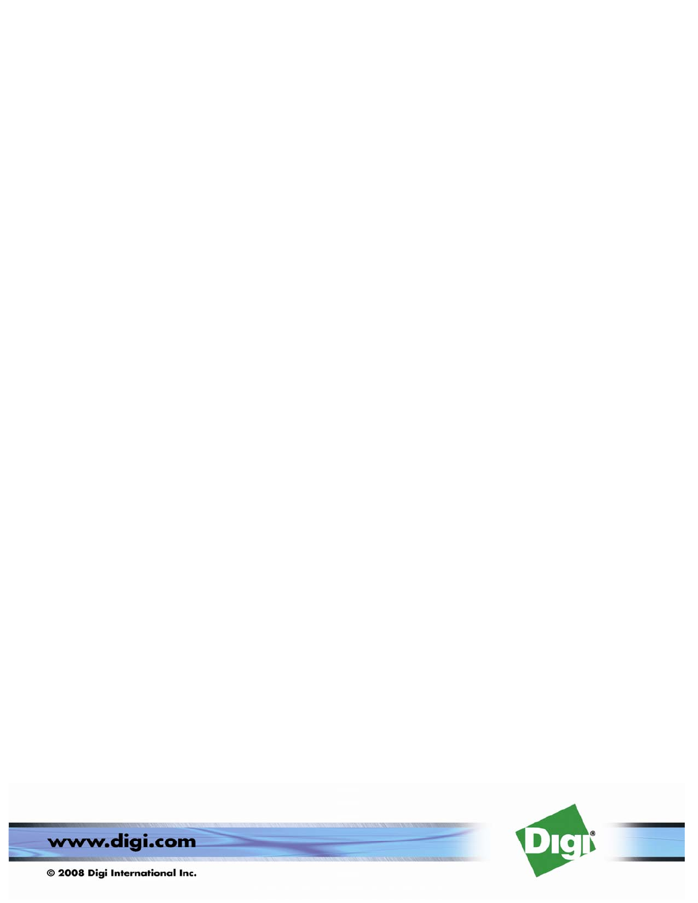www.digi.com

© 2008 Digi International Inc.